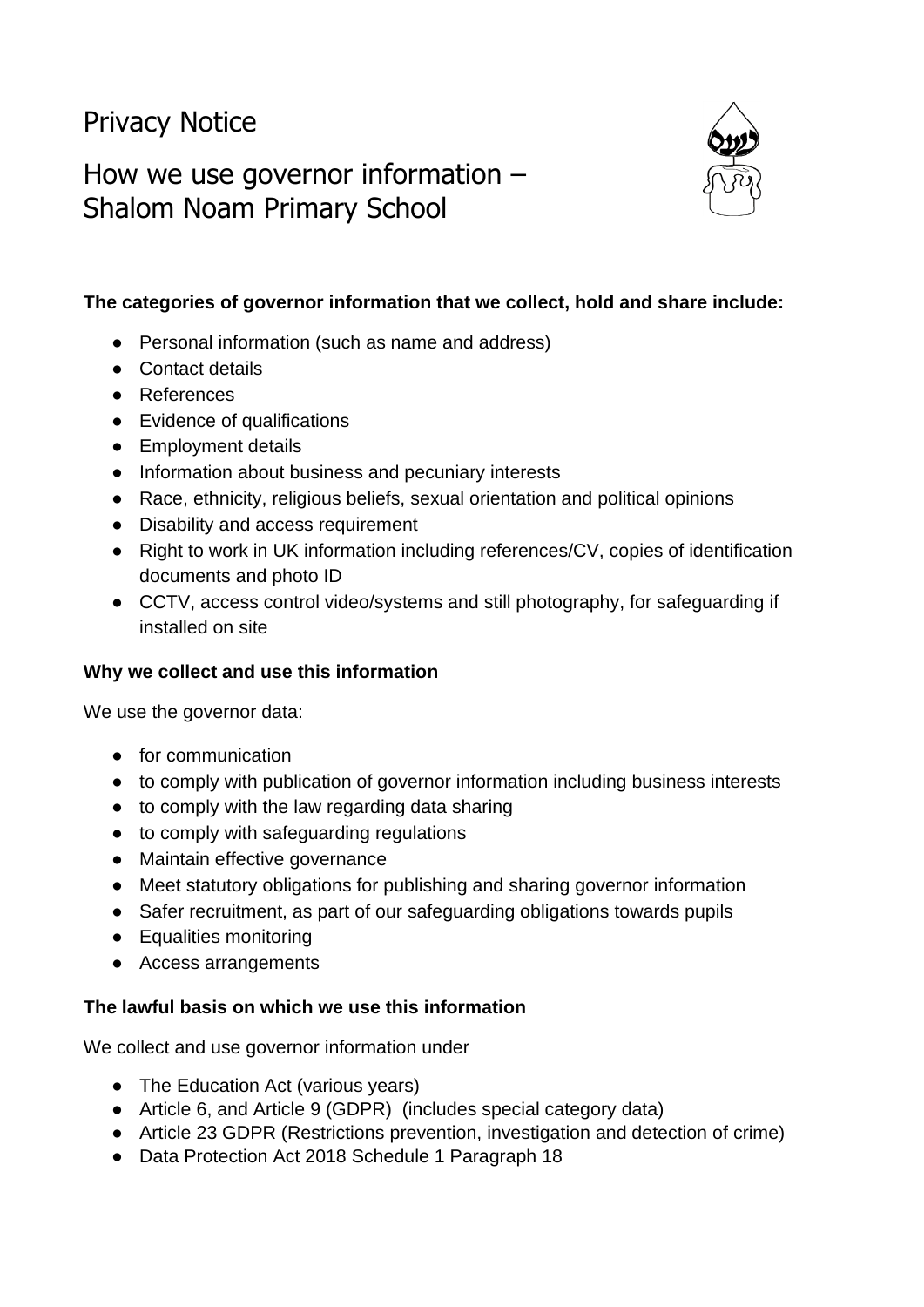# Privacy Notice

# How we use governor information – Shalom Noam Primary School

**The categories of governor information that we collect, hold and share include:**

- Personal information (such as name and address)
- Contact details
- References
- Evidence of qualifications
- Employment details
- Information about business and pecuniary interests
- Race, ethnicity, religious beliefs, sexual orientation and political opinions
- Disability and access requirement
- Right to work in UK information including references/CV, copies of identification documents and photo ID
- CCTV, access control video/systems and still photography, for safeguarding if installed on site

**Why we collect and use this information**

We use the governor data:

- for communication
- to comply with publication of governor information including business interests
- to comply with the law regarding data sharing
- to comply with safeguarding regulations
- Maintain effective governance
- Meet statutory obligations for publishing and sharing governor information
- Safer recruitment, as part of our safeguarding obligations towards pupils
- Equalities monitoring
- Access arrangements

**The lawful basis on which we use this information**

We collect and use governor information under

- The Education Act (various years)
- Article 6, and Article 9 (GDPR) (includes special category data)
- Article 23 GDPR (Restrictions prevention, investigation and detection of crime)
- Data Protection Act 2018 Schedule 1 Paragraph 18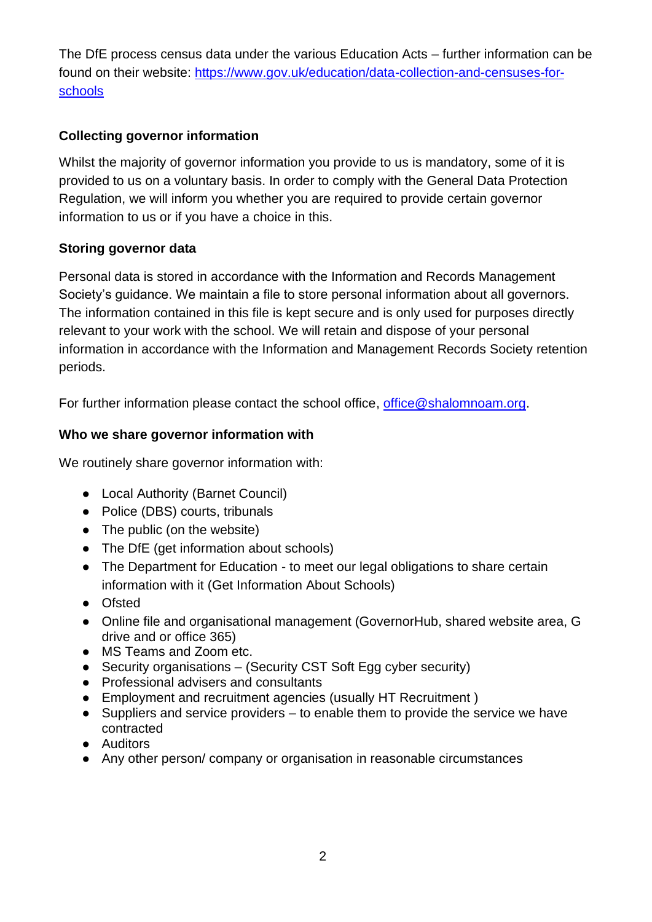The DfE process census data under the various Education Acts – further information can be found on their website: [https://www.gov.uk/education/data-collection-and-censuses-for-schools](https://www.gov.uk/education/data-collection-and-censuses-for-schools)

### Collecting governor information

Whilst the majority of governor information you provide to us is mandatory, some of it is provided to us on a voluntary basis. In order to comply with the General Data Protection Regulation, we will inform you whether you are required to provide certain governor information to us or if you have a choice in this.

### Storing governor data

Personal data is stored in accordance with the Information and Records Management Society's guidance. We maintain a file to store personal information about all governors. The information contained in this file is kept secure and is only used for purposes directly relevant to your work with the school. We will retain and dispose of your personal information in accordance with the Information and Management Records Society retention periods.

For further information please contact the school office, [office@shalomnoam.org](mailto:office@shalomnoam.org).

### Who we share governor information with

We routinely share governor information with:

- Local Authority (Barnet Council)
- Police (DBS) courts, tribunals
- The public (on the website)
- The DfE (get information about schools)
- The Department for Education - to meet our legal obligations to share certain information with it (Get Information About Schools)
- Ofsted
- Online file and organisational management (GovernorHub, shared website area, G drive and or office 365)
- MS Teams and Zoom etc.
- Security organisations – (Security CST Soft Egg cyber security)
- Professional advisers and consultants
- Employment and recruitment agencies (usually HT Recruitment )
- Suppliers and service providers – to enable them to provide the service we have contracted
- Auditors
- Any other person/ company or organisation in reasonable circumstances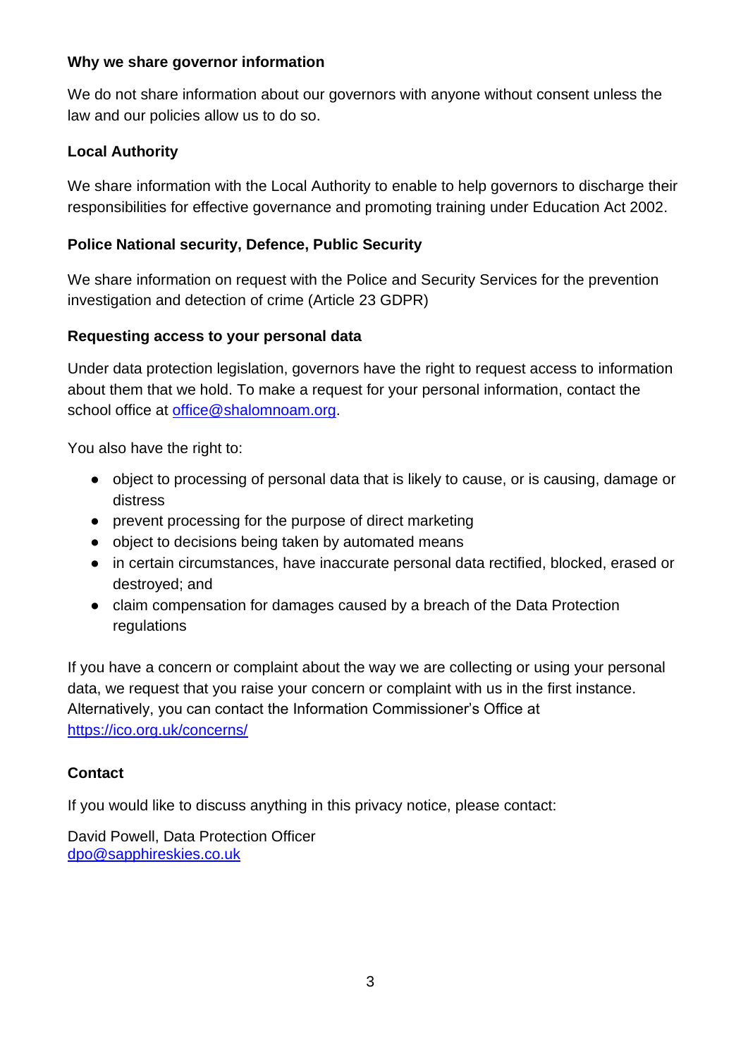**Why we share governor information**

We do not share information about our governors with anyone without consent unless the law and our policies allow us to do so.

**Local Authority**

We share information with the Local Authority to enable to help governors to discharge their responsibilities for effective governance and promoting training under Education Act 2002.

**Police National security, Defence, Public Security**

We share information on request with the Police and Security Services for the prevention investigation and detection of crime (Article 23 GDPR)

**Requesting access to your personal data**

Under data protection legislation, governors have the right to request access to information about them that we hold. To make a request for your personal information, contact the school office at office@shalomnoam.org.

You also have the right to:

- object to processing of personal data that is likely to cause, or is causing, damage or distress
- prevent processing for the purpose of direct marketing
- object to decisions being taken by automated means
- in certain circumstances, have inaccurate personal data rectified, blocked, erased or destroyed; and
- claim compensation for damages caused by a breach of the Data Protection regulations

If you have a concern or complaint about the way we are collecting or using your personal data, we request that you raise your concern or complaint with us in the first instance. Alternatively, you can contact the Information Commissioner's Office at https://ico.org.uk/concerns/

**Contact**

If you would like to discuss anything in this privacy notice, please contact:

David Powell, Data Protection Officer
dpo@sapphireskies.co.uk